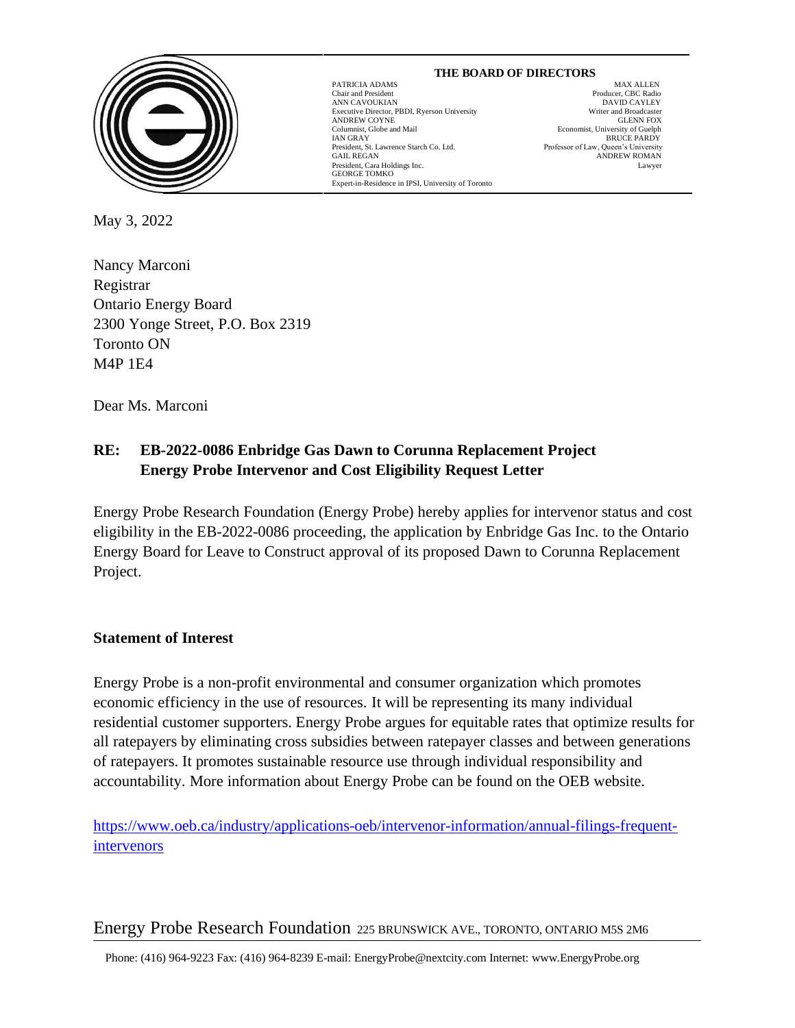**THE BOARD OF DIRECTORS**

PATRICIA ADAMS
Chair and President
ANN CAVOUKIAN
Executive Director, PBDI, Ryerson University
ANDREW COYNE
Columnist, Globe and Mail
IAN GRAY
President, St. Lawrence Starch Co. Ltd.
GAIL REGAN
President, Cara Holdings Inc.
GEORGE TOMKO
Expert-in-Residence in IPSI, University of Toronto

MAX ALLEN
Producer, CBC Radio
DAVID CAYLEY
Writer and Broadcaster
GLENN FOX
Economist, University of Guelph
BRUCE PARDY
Professor of Law, Queen's University
ANDREW ROMAN
Lawyer

May 3, 2022

Nancy Marconi
Registrar
Ontario Energy Board
2300 Yonge Street, P.O. Box 2319
Toronto ON
M4P 1E4

Dear Ms. Marconi

**RE: EB-2022-0086 Enbridge Gas Dawn to Corunna Replacement Project**
**Energy Probe Intervenor and Cost Eligibility Request Letter**

Energy Probe Research Foundation (Energy Probe) hereby applies for intervenor status and cost eligibility in the EB-2022-0086 proceeding, the application by Enbridge Gas Inc. to the Ontario Energy Board for Leave to Construct approval of its proposed Dawn to Corunna Replacement Project.

**Statement of Interest**

Energy Probe is a non-profit environmental and consumer organization which promotes economic efficiency in the use of resources. It will be representing its many individual residential customer supporters. Energy Probe argues for equitable rates that optimize results for all ratepayers by eliminating cross subsidies between ratepayer classes and between generations of ratepayers. It promotes sustainable resource use through individual responsibility and accountability. More information about Energy Probe can be found on the OEB website.

https://www.oeb.ca/industry/applications-oeb/intervenor-information/annual-filings-frequent-intervenors

Energy Probe Research Foundation 225 BRUNSWICK AVE., TORONTO, ONTARIO M5S 2M6

Phone: (416) 964-9223 Fax: (416) 964-8239 E-mail: EnergyProbe@nextcity.com Internet: www.EnergyProbe.org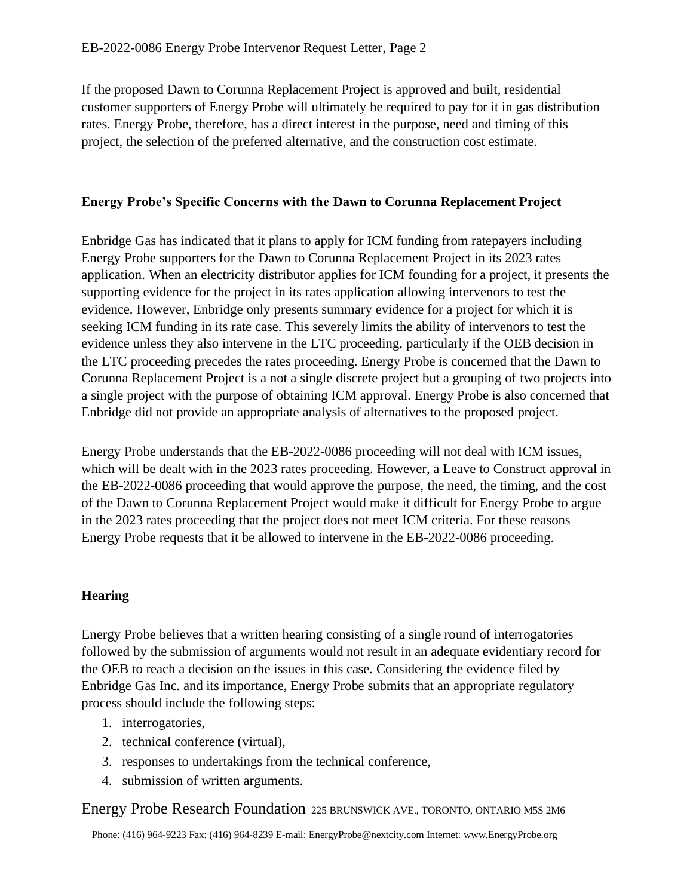If the proposed Dawn to Corunna Replacement Project is approved and built, residential customer supporters of Energy Probe will ultimately be required to pay for it in gas distribution rates. Energy Probe, therefore, has a direct interest in the purpose, need and timing of this project, the selection of the preferred alternative, and the construction cost estimate.

**Energy Probe's Specific Concerns with the Dawn to Corunna Replacement Project**

Enbridge Gas has indicated that it plans to apply for ICM funding from ratepayers including Energy Probe supporters for the Dawn to Corunna Replacement Project in its 2023 rates application. When an electricity distributor applies for ICM founding for a project, it presents the supporting evidence for the project in its rates application allowing intervenors to test the evidence. However, Enbridge only presents summary evidence for a project for which it is seeking ICM funding in its rate case. This severely limits the ability of intervenors to test the evidence unless they also intervene in the LTC proceeding, particularly if the OEB decision in the LTC proceeding precedes the rates proceeding. Energy Probe is concerned that the Dawn to Corunna Replacement Project is a not a single discrete project but a grouping of two projects into a single project with the purpose of obtaining ICM approval. Energy Probe is also concerned that Enbridge did not provide an appropriate analysis of alternatives to the proposed project.

Energy Probe understands that the EB-2022-0086 proceeding will not deal with ICM issues, which will be dealt with in the 2023 rates proceeding. However, a Leave to Construct approval in the EB-2022-0086 proceeding that would approve the purpose, the need, the timing, and the cost of the Dawn to Corunna Replacement Project would make it difficult for Energy Probe to argue in the 2023 rates proceeding that the project does not meet ICM criteria. For these reasons Energy Probe requests that it be allowed to intervene in the EB-2022-0086 proceeding.

**Hearing**

Energy Probe believes that a written hearing consisting of a single round of interrogatories followed by the submission of arguments would not result in an adequate evidentiary record for the OEB to reach a decision on the issues in this case. Considering the evidence filed by Enbridge Gas Inc. and its importance, Energy Probe submits that an appropriate regulatory process should include the following steps:

1. interrogatories,
2. technical conference (virtual),
3. responses to undertakings from the technical conference,
4. submission of written arguments.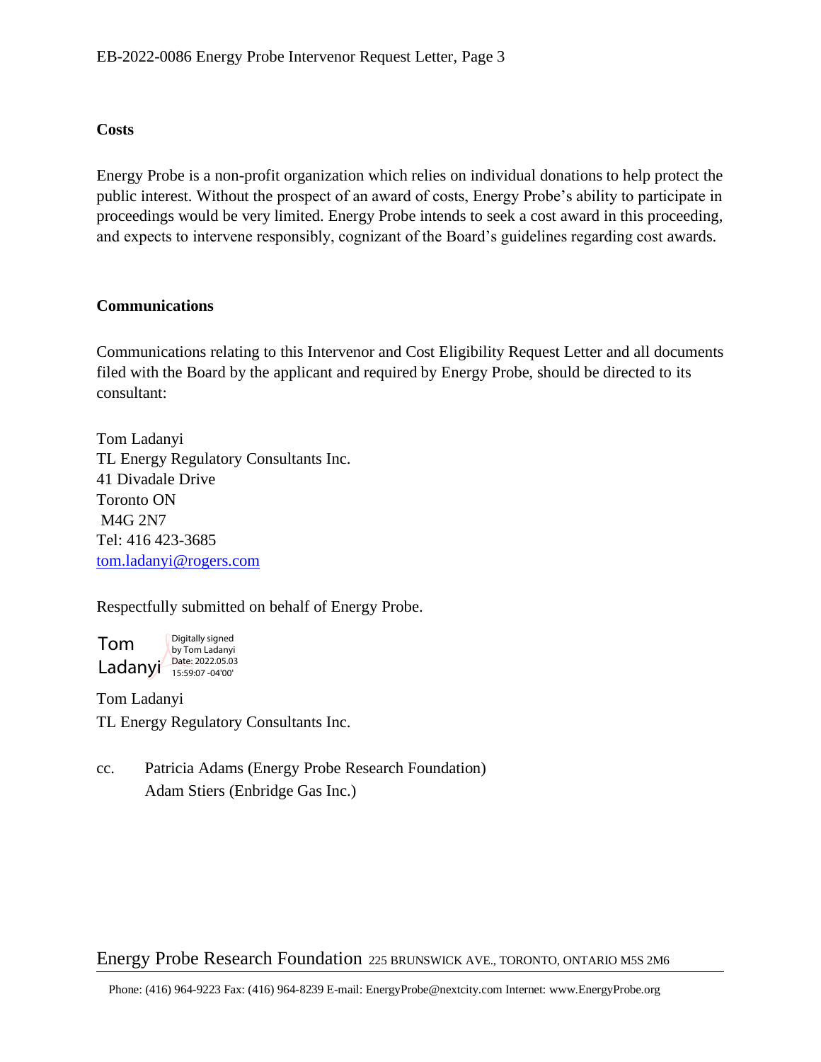**Costs**

Energy Probe is a non-profit organization which relies on individual donations to help protect the public interest. Without the prospect of an award of costs, Energy Probe's ability to participate in proceedings would be very limited. Energy Probe intends to seek a cost award in this proceeding, and expects to intervene responsibly, cognizant of the Board's guidelines regarding cost awards.

**Communications**

Communications relating to this Intervenor and Cost Eligibility Request Letter and all documents filed with the Board by the applicant and required by Energy Probe, should be directed to its consultant:

Tom Ladanyi
TL Energy Regulatory Consultants Inc.
41 Divadale Drive
Toronto ON
M4G 2N7
Tel: 416 423-3685
tom.ladanyi@rogers.com

Respectfully submitted on behalf of Energy Probe.

Tom Ladanyi    Digitally signed by Tom Ladanyi Date: 2022.05.03 15:59:07 -04'00'

Tom Ladanyi
TL Energy Regulatory Consultants Inc.

cc. Patricia Adams (Energy Probe Research Foundation)
Adam Stiers (Enbridge Gas Inc.)

Energy Probe Research Foundation 225 BRUNSWICK AVE., TORONTO, ONTARIO M5S 2M6

Phone: (416) 964-9223 Fax: (416) 964-8239 E-mail: EnergyProbe@nextcity.com Internet: www.EnergyProbe.org